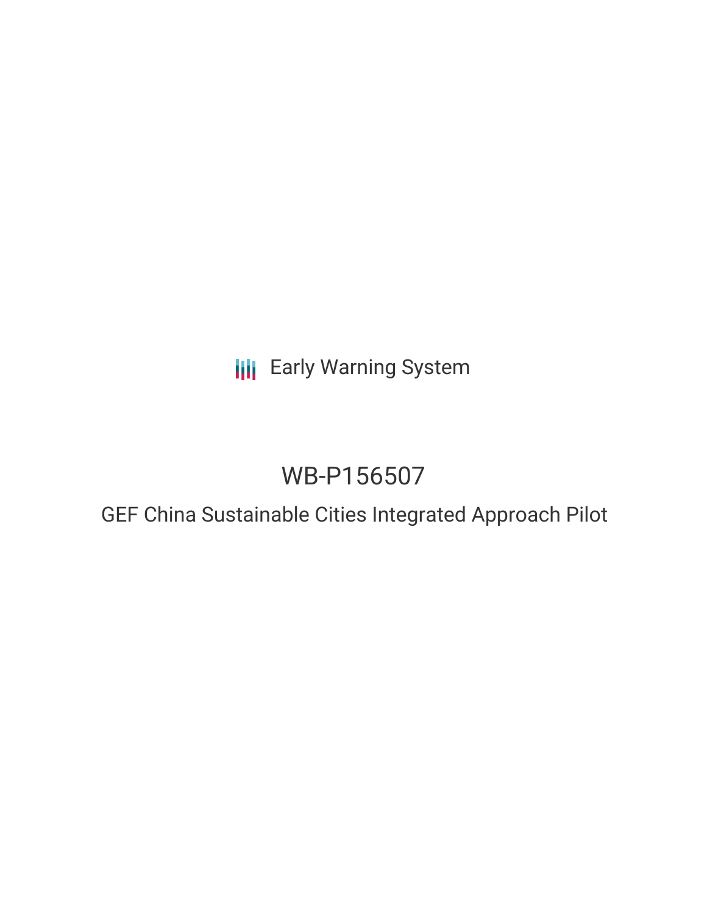Early Warning System

# WB-P156507

## GEF China Sustainable Cities Integrated Approach Pilot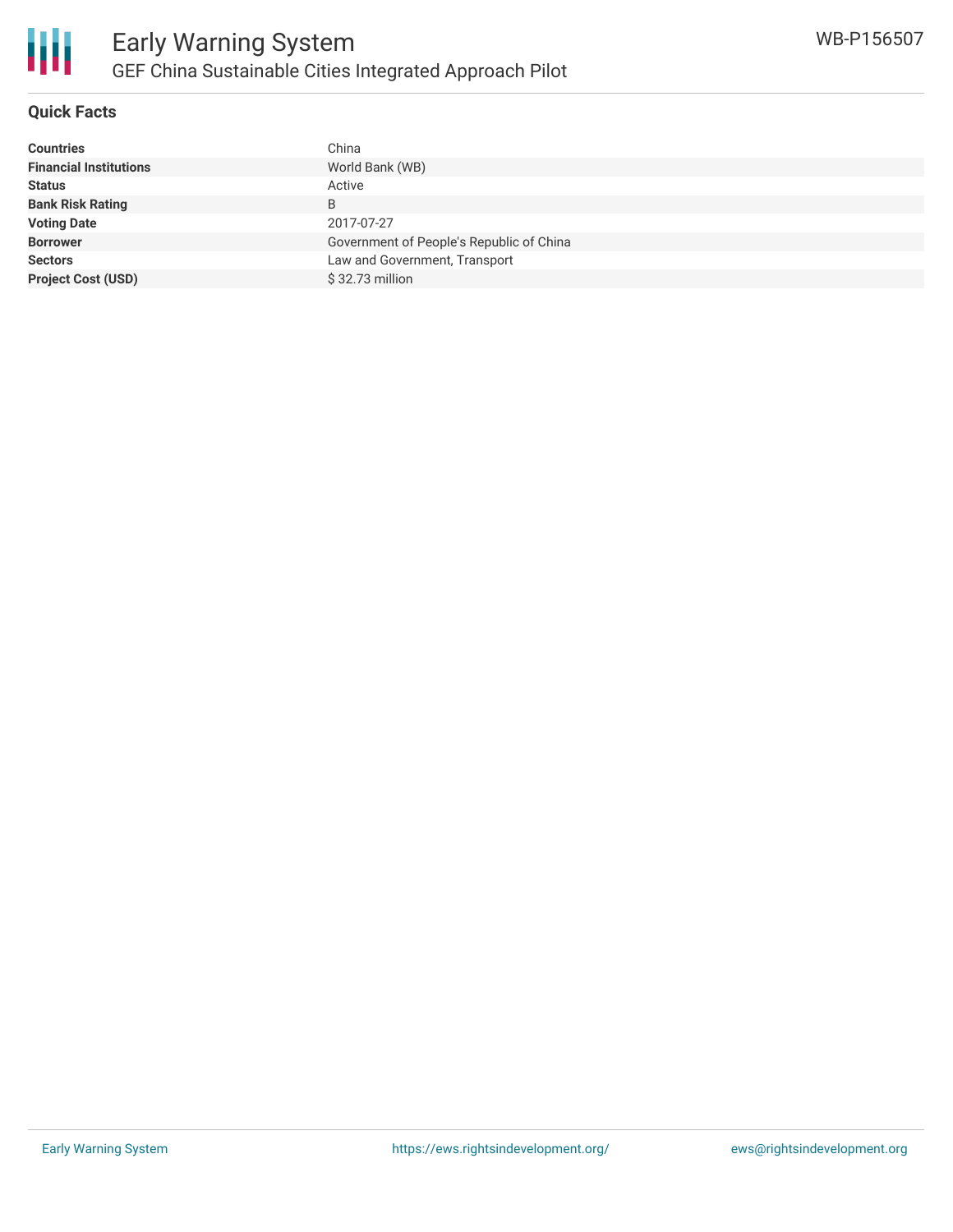# Early Warning System

## GEF China Sustainable Cities Integrated Approach Pilot

WB-P156507

### Quick Facts

| | |
|---|---|
| **Countries** | China |
| **Financial Institutions** | World Bank (WB) |
| **Status** | Active |
| **Bank Risk Rating** | B |
| **Voting Date** | 2017-07-27 |
| **Borrower** | Government of People's Republic of China |
| **Sectors** | Law and Government, Transport |
| **Project Cost (USD)** | $ 32.73 million |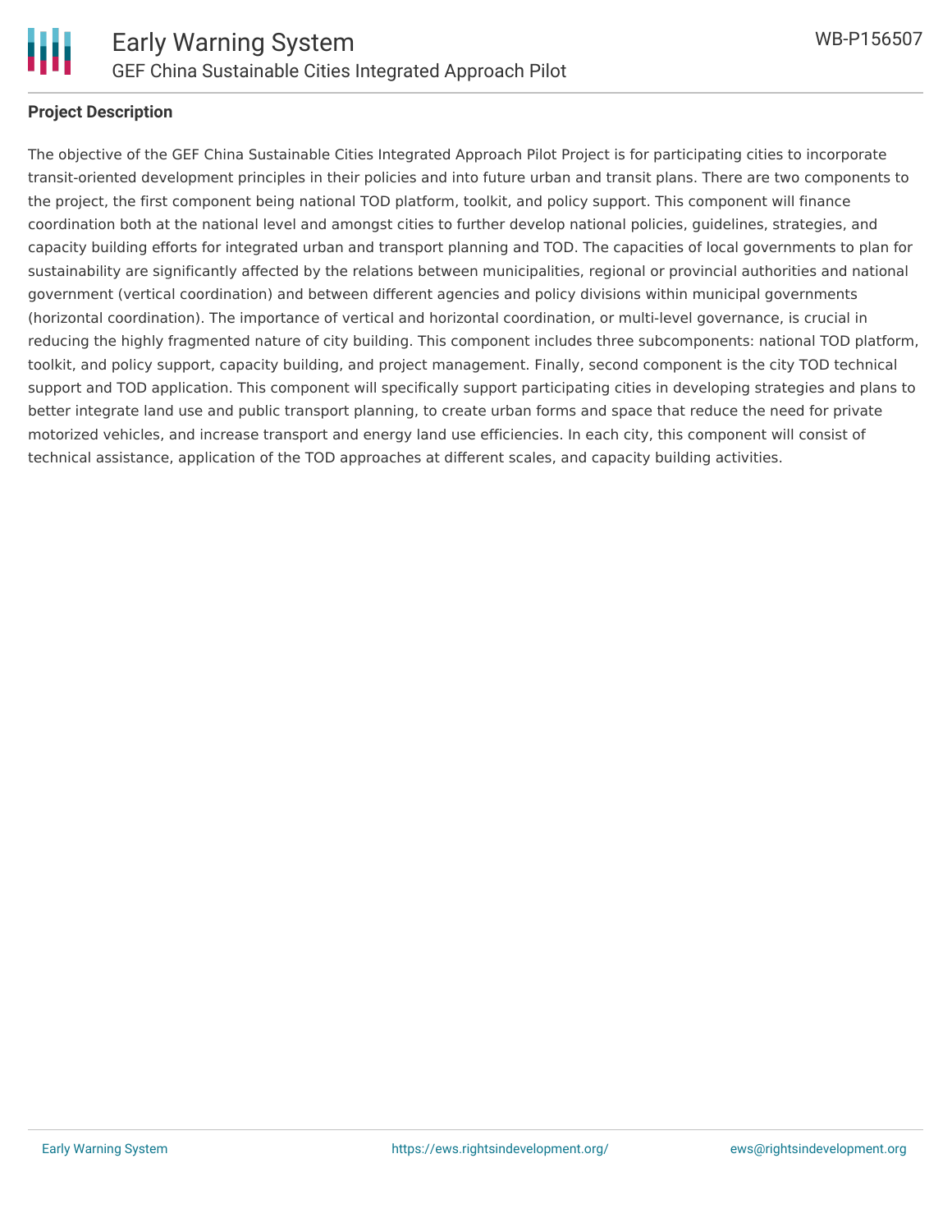## Project Description

The objective of the GEF China Sustainable Cities Integrated Approach Pilot Project is for participating cities to incorporate transit-oriented development principles in their policies and into future urban and transit plans. There are two components to the project, the first component being national TOD platform, toolkit, and policy support. This component will finance coordination both at the national level and amongst cities to further develop national policies, guidelines, strategies, and capacity building efforts for integrated urban and transport planning and TOD. The capacities of local governments to plan for sustainability are significantly affected by the relations between municipalities, regional or provincial authorities and national government (vertical coordination) and between different agencies and policy divisions within municipal governments (horizontal coordination). The importance of vertical and horizontal coordination, or multi-level governance, is crucial in reducing the highly fragmented nature of city building. This component includes three subcomponents: national TOD platform, toolkit, and policy support, capacity building, and project management. Finally, second component is the city TOD technical support and TOD application. This component will specifically support participating cities in developing strategies and plans to better integrate land use and public transport planning, to create urban forms and space that reduce the need for private motorized vehicles, and increase transport and energy land use efficiencies. In each city, this component will consist of technical assistance, application of the TOD approaches at different scales, and capacity building activities.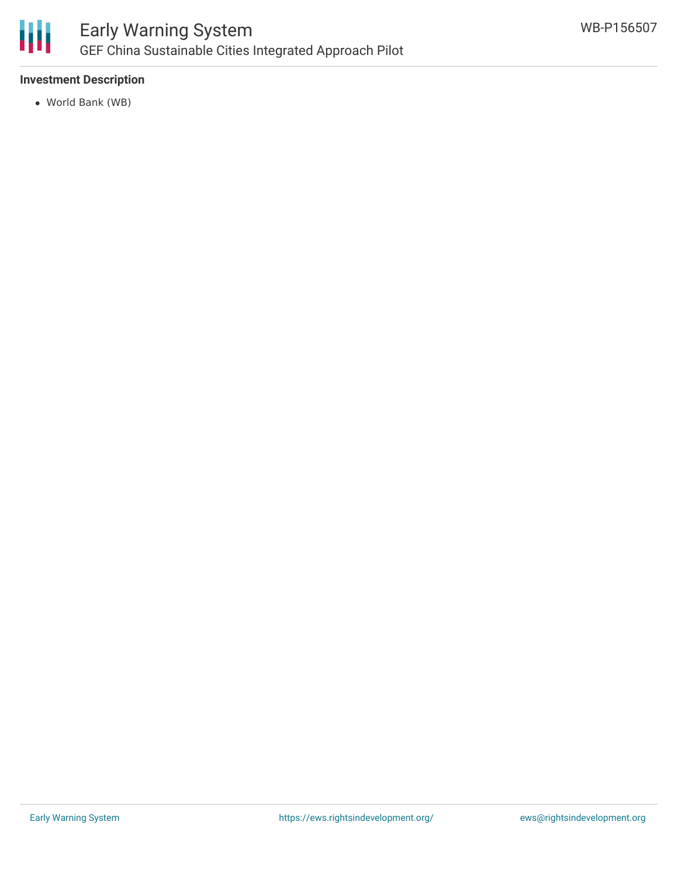### Investment Description

- World Bank (WB)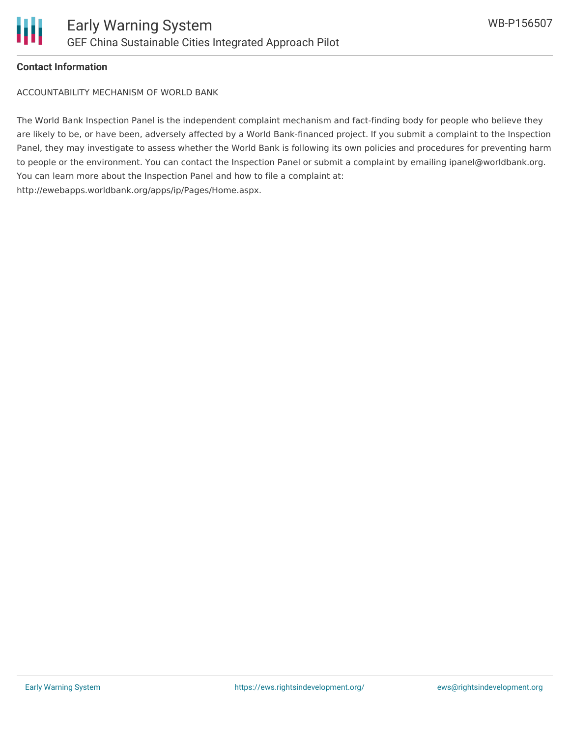**Contact Information**

ACCOUNTABILITY MECHANISM OF WORLD BANK

The World Bank Inspection Panel is the independent complaint mechanism and fact-finding body for people who believe they are likely to be, or have been, adversely affected by a World Bank-financed project. If you submit a complaint to the Inspection Panel, they may investigate to assess whether the World Bank is following its own policies and procedures for preventing harm to people or the environment. You can contact the Inspection Panel or submit a complaint by emailing ipanel@worldbank.org. You can learn more about the Inspection Panel and how to file a complaint at: http://ewebapps.worldbank.org/apps/ip/Pages/Home.aspx.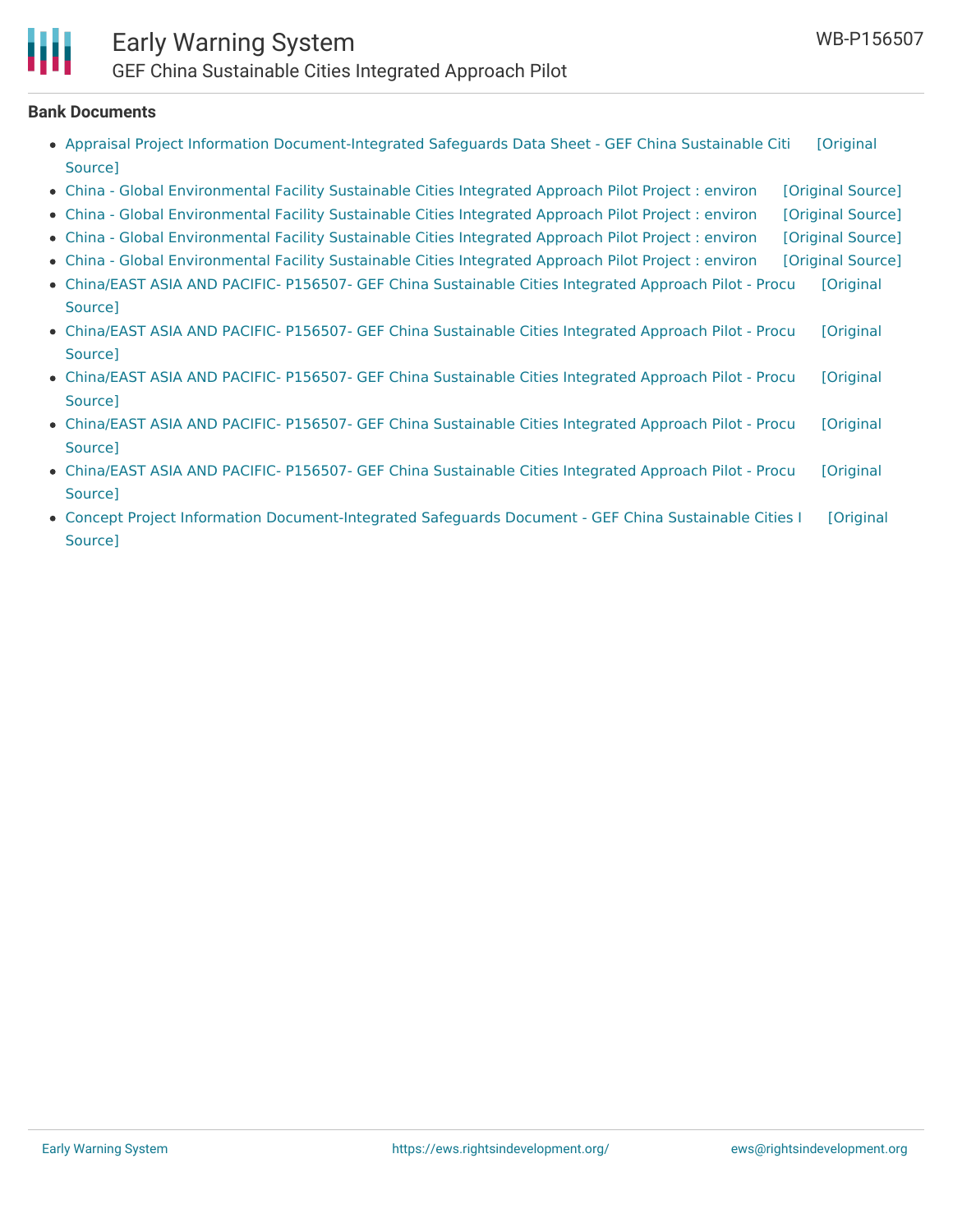**Bank Documents**

- Appraisal Project Information Document-Integrated Safeguards Data Sheet - GEF China Sustainable Citi [Original Source]
- China - Global Environmental Facility Sustainable Cities Integrated Approach Pilot Project : environ [Original Source]
- China - Global Environmental Facility Sustainable Cities Integrated Approach Pilot Project : environ [Original Source]
- China - Global Environmental Facility Sustainable Cities Integrated Approach Pilot Project : environ [Original Source]
- China - Global Environmental Facility Sustainable Cities Integrated Approach Pilot Project : environ [Original Source]
- China/EAST ASIA AND PACIFIC- P156507- GEF China Sustainable Cities Integrated Approach Pilot - Procu [Original Source]
- China/EAST ASIA AND PACIFIC- P156507- GEF China Sustainable Cities Integrated Approach Pilot - Procu [Original Source]
- China/EAST ASIA AND PACIFIC- P156507- GEF China Sustainable Cities Integrated Approach Pilot - Procu [Original Source]
- China/EAST ASIA AND PACIFIC- P156507- GEF China Sustainable Cities Integrated Approach Pilot - Procu [Original Source]
- China/EAST ASIA AND PACIFIC- P156507- GEF China Sustainable Cities Integrated Approach Pilot - Procu [Original Source]
- Concept Project Information Document-Integrated Safeguards Document - GEF China Sustainable Cities I [Original Source]